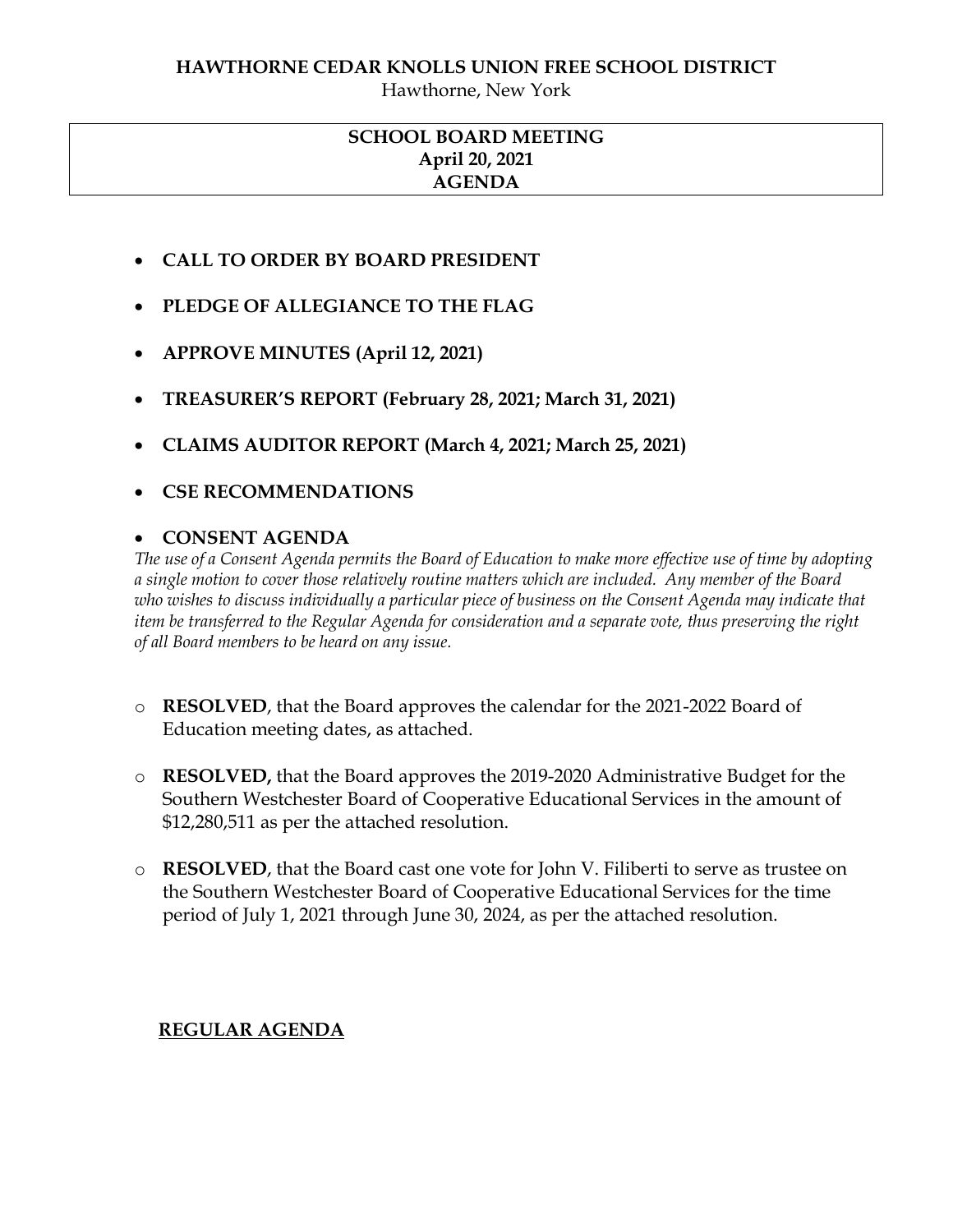**HAWTHORNE CEDAR KNOLLS UNION FREE SCHOOL DISTRICT**

Hawthorne, New York

**SCHOOL BOARD MEETING**
**April 20, 2021**
**AGENDA**

- **CALL TO ORDER BY BOARD PRESIDENT**
- **PLEDGE OF ALLEGIANCE TO THE FLAG**
- **APPROVE MINUTES (April 12, 2021)**
- **TREASURER'S REPORT (February 28, 2021; March 31, 2021)**
- **CLAIMS AUDITOR REPORT (March 4, 2021; March 25, 2021)**
- **CSE RECOMMENDATIONS**
- **CONSENT AGENDA**

*The use of a Consent Agenda permits the Board of Education to make more effective use of time by adopting a single motion to cover those relatively routine matters which are included. Any member of the Board who wishes to discuss individually a particular piece of business on the Consent Agenda may indicate that item be transferred to the Regular Agenda for consideration and a separate vote, thus preserving the right of all Board members to be heard on any issue.*

- **RESOLVED**, that the Board approves the calendar for the 2021-2022 Board of Education meeting dates, as attached.
- **RESOLVED,** that the Board approves the 2019-2020 Administrative Budget for the Southern Westchester Board of Cooperative Educational Services in the amount of $12,280,511 as per the attached resolution.
- **RESOLVED**, that the Board cast one vote for John V. Filiberti to serve as trustee on the Southern Westchester Board of Cooperative Educational Services for the time period of July 1, 2021 through June 30, 2024, as per the attached resolution.

**<u>REGULAR AGENDA</u>**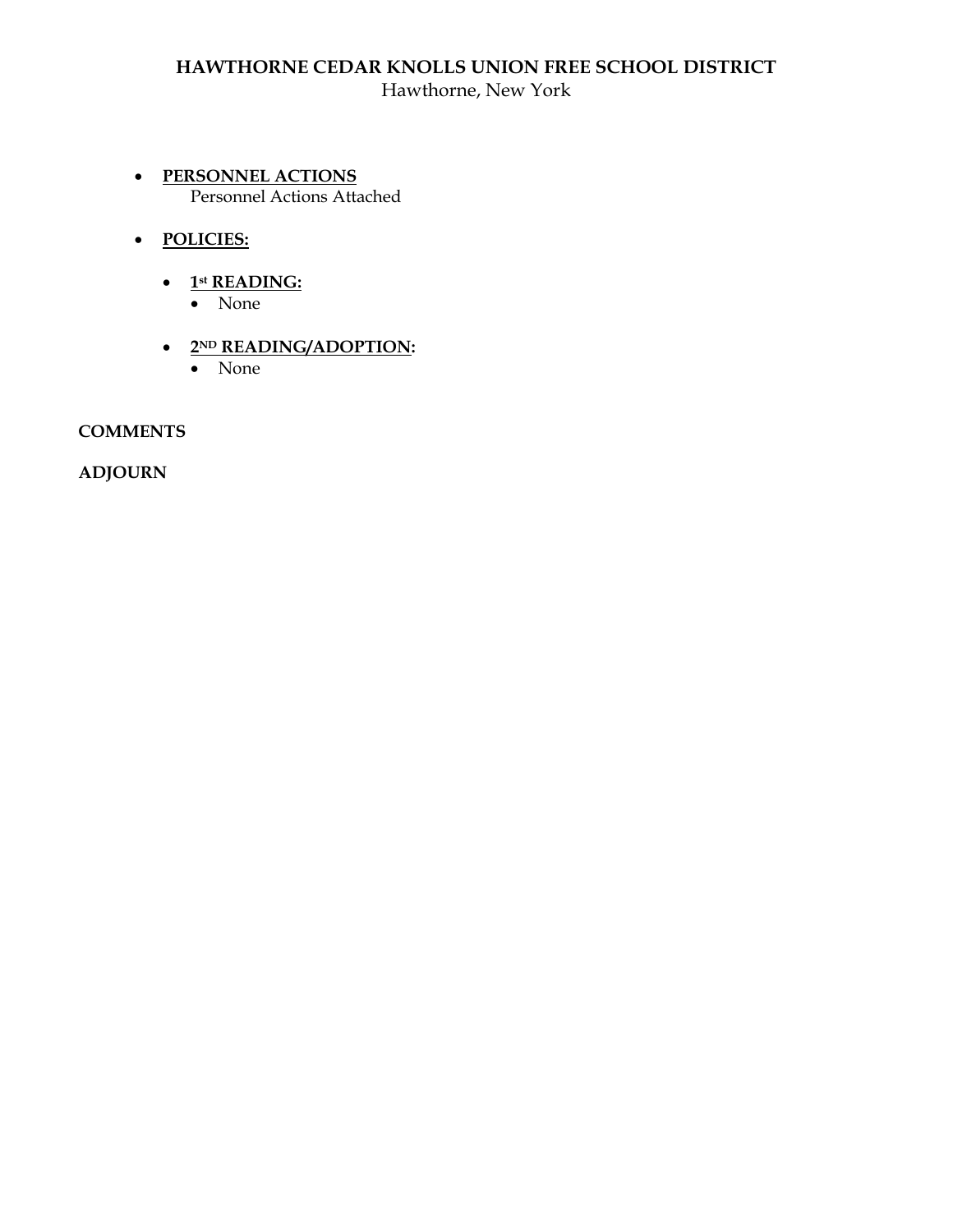**HAWTHORNE CEDAR KNOLLS UNION FREE SCHOOL DISTRICT**
Hawthorne, New York

- **PERSONNEL ACTIONS**
  Personnel Actions Attached

- **POLICIES:**

  - **1st READING:**
    - None

  - **2ND READING/ADOPTION:**
    - None

**COMMENTS**

**ADJOURN**